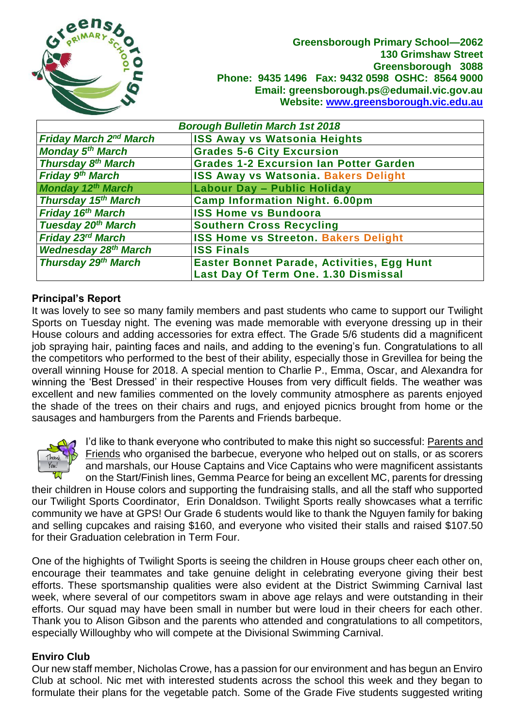**Greensborough Primary School—2062**
**130 Grimshaw Street**
**Greensborough 3088**
**Phone: 9435 1496 Fax: 9432 0598 OSHC: 8564 9000**
**Email: greensborough.ps@edumail.vic.gov.au**
**Website: www.greensborough.vic.edu.au**

| *Borough Bulletin March 1st 2018* | |
|---|---|
| *Friday March 2nd March* | **ISS Away vs Watsonia Heights** |
| *Monday 5th March* | **Grades 5-6 City Excursion** |
| *Thursday 8th March* | **Grades 1-2 Excursion Ian Potter Garden** |
| *Friday 9th March* | **ISS Away vs Watsonia. Bakers Delight** |
| *Monday 12th March* | **Labour Day – Public Holiday** |
| *Thursday 15th March* | **Camp Information Night. 6.00pm** |
| *Friday 16th March* | **ISS Home vs Bundoora** |
| *Tuesday 20th March* | **Southern Cross Recycling** |
| *Friday 23rd March* | **ISS Home vs Streeton. Bakers Delight** |
| *Wednesday 28th March* | **ISS Finals** |
| *Thursday 29th March* | **Easter Bonnet Parade, Activities, Egg Hunt Last Day Of Term One. 1.30 Dismissal** |

**Principal's Report**

It was lovely to see so many family members and past students who came to support our Twilight Sports on Tuesday night. The evening was made memorable with everyone dressing up in their House colours and adding accessories for extra effect. The Grade 5/6 students did a magnificent job spraying hair, painting faces and nails, and adding to the evening's fun. Congratulations to all the competitors who performed to the best of their ability, especially those in Grevillea for being the overall winning House for 2018. A special mention to Charlie P., Emma, Oscar, and Alexandra for winning the 'Best Dressed' in their respective Houses from very difficult fields. The weather was excellent and new families commented on the lovely community atmosphere as parents enjoyed the shade of the trees on their chairs and rugs, and enjoyed picnics brought from home or the sausages and hamburgers from the Parents and Friends barbeque.

I'd like to thank everyone who contributed to make this night so successful: Parents and Friends who organised the barbecue, everyone who helped out on stalls, or as scorers and marshals, our House Captains and Vice Captains who were magnificent assistants on the Start/Finish lines, Gemma Pearce for being an excellent MC, parents for dressing their children in House colors and supporting the fundraising stalls, and all the staff who supported our Twilight Sports Coordinator, Erin Donaldson. Twilight Sports really showcases what a terrific community we have at GPS! Our Grade 6 students would like to thank the Nguyen family for baking and selling cupcakes and raising $160, and everyone who visited their stalls and raised $107.50 for their Graduation celebration in Term Four.

One of the highlights of Twilight Sports is seeing the children in House groups cheer each other on, encourage their teammates and take genuine delight in celebrating everyone giving their best efforts. These sportsmanship qualities were also evident at the District Swimming Carnival last week, where several of our competitors swam in above age relays and were outstanding in their efforts. Our squad may have been small in number but were loud in their cheers for each other. Thank you to Alison Gibson and the parents who attended and congratulations to all competitors, especially Willoughby who will compete at the Divisional Swimming Carnival.

**Enviro Club**

Our new staff member, Nicholas Crowe, has a passion for our environment and has begun an Enviro Club at school. Nic met with interested students across the school this week and they began to formulate their plans for the vegetable patch. Some of the Grade Five students suggested writing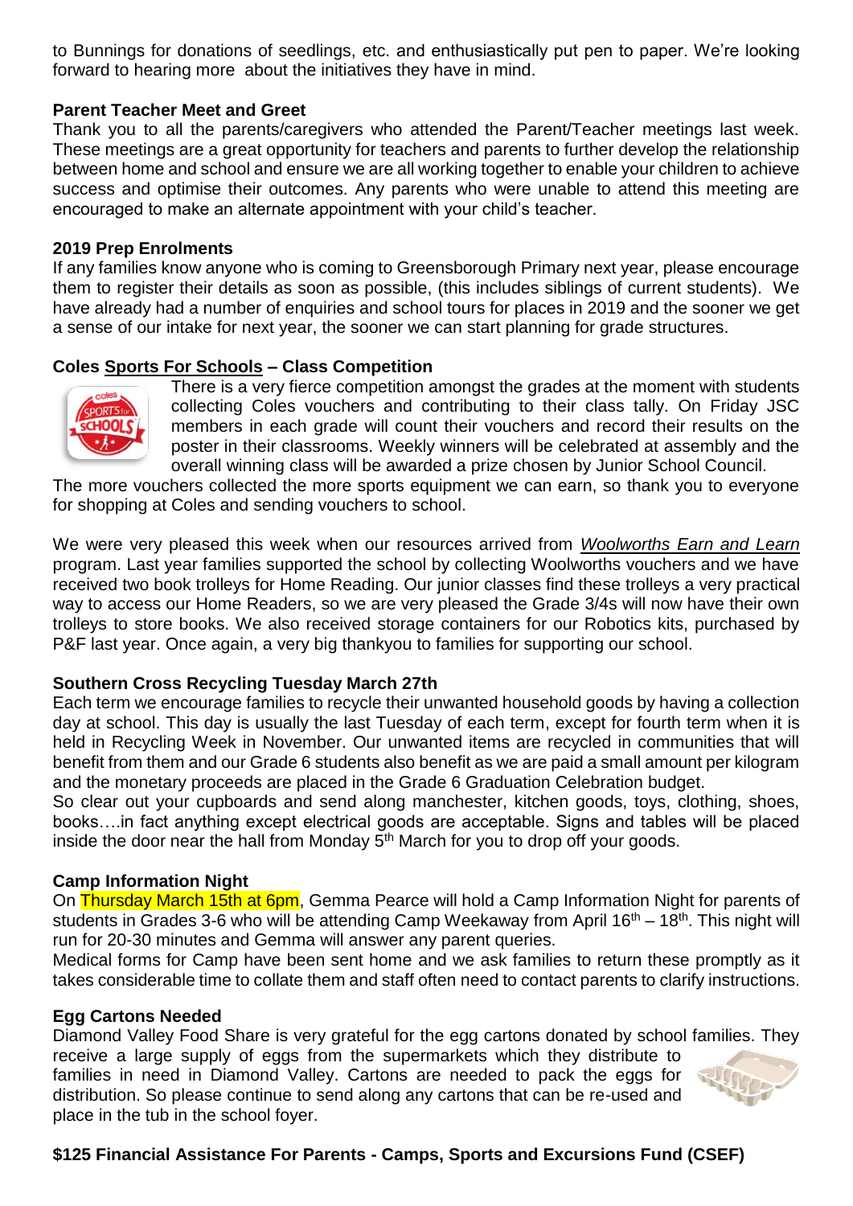to Bunnings for donations of seedlings, etc. and enthusiastically put pen to paper. We're looking forward to hearing more about the initiatives they have in mind.

**Parent Teacher Meet and Greet**

Thank you to all the parents/caregivers who attended the Parent/Teacher meetings last week. These meetings are a great opportunity for teachers and parents to further develop the relationship between home and school and ensure we are all working together to enable your children to achieve success and optimise their outcomes. Any parents who were unable to attend this meeting are encouraged to make an alternate appointment with your child's teacher.

**2019 Prep Enrolments**

If any families know anyone who is coming to Greensborough Primary next year, please encourage them to register their details as soon as possible, (this includes siblings of current students). We have already had a number of enquiries and school tours for places in 2019 and the sooner we get a sense of our intake for next year, the sooner we can start planning for grade structures.

**Coles Sports For Schools – Class Competition**

There is a very fierce competition amongst the grades at the moment with students collecting Coles vouchers and contributing to their class tally. On Friday JSC members in each grade will count their vouchers and record their results on the poster in their classrooms. Weekly winners will be celebrated at assembly and the overall winning class will be awarded a prize chosen by Junior School Council.

The more vouchers collected the more sports equipment we can earn, so thank you to everyone for shopping at Coles and sending vouchers to school.

We were very pleased this week when our resources arrived from *Woolworths Earn and Learn* program. Last year families supported the school by collecting Woolworths vouchers and we have received two book trolleys for Home Reading. Our junior classes find these trolleys a very practical way to access our Home Readers, so we are very pleased the Grade 3/4s will now have their own trolleys to store books. We also received storage containers for our Robotics kits, purchased by P&F last year. Once again, a very big thankyou to families for supporting our school.

**Southern Cross Recycling Tuesday March 27th**

Each term we encourage families to recycle their unwanted household goods by having a collection day at school. This day is usually the last Tuesday of each term, except for fourth term when it is held in Recycling Week in November. Our unwanted items are recycled in communities that will benefit from them and our Grade 6 students also benefit as we are paid a small amount per kilogram and the monetary proceeds are placed in the Grade 6 Graduation Celebration budget.

So clear out your cupboards and send along manchester, kitchen goods, toys, clothing, shoes, books….in fact anything except electrical goods are acceptable. Signs and tables will be placed inside the door near the hall from Monday 5th March for you to drop off your goods.

**Camp Information Night**

On Thursday March 15th at 6pm, Gemma Pearce will hold a Camp Information Night for parents of students in Grades 3-6 who will be attending Camp Weekaway from April 16th – 18th. This night will run for 20-30 minutes and Gemma will answer any parent queries.

Medical forms for Camp have been sent home and we ask families to return these promptly as it takes considerable time to collate them and staff often need to contact parents to clarify instructions.

**Egg Cartons Needed**

Diamond Valley Food Share is very grateful for the egg cartons donated by school families. They receive a large supply of eggs from the supermarkets which they distribute to families in need in Diamond Valley. Cartons are needed to pack the eggs for distribution. So please continue to send along any cartons that can be re-used and place in the tub in the school foyer.

**$125 Financial Assistance For Parents - Camps, Sports and Excursions Fund (CSEF)**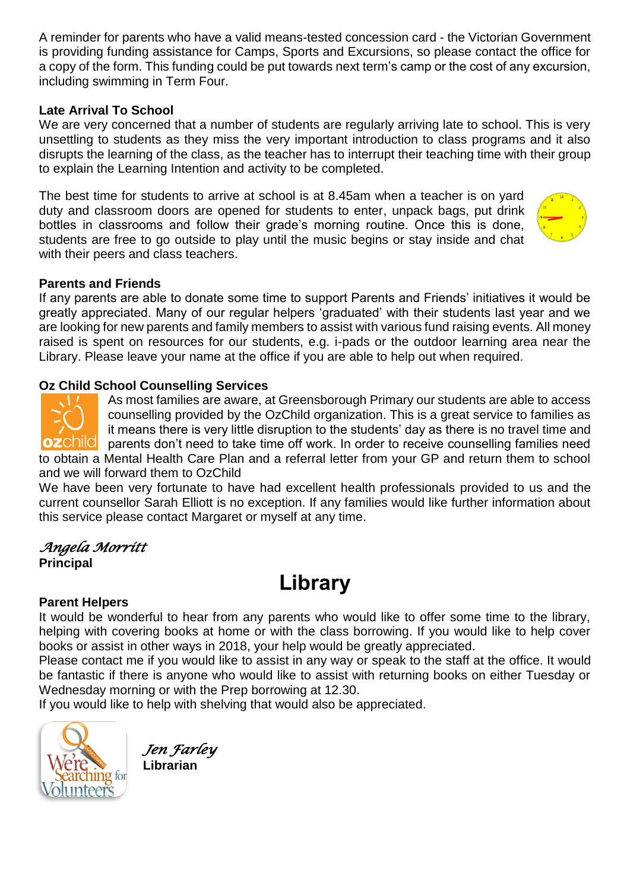A reminder for parents who have a valid means-tested concession card - the Victorian Government is providing funding assistance for Camps, Sports and Excursions, so please contact the office for a copy of the form. This funding could be put towards next term's camp or the cost of any excursion, including swimming in Term Four.

**Late Arrival To School**

We are very concerned that a number of students are regularly arriving late to school. This is very unsettling to students as they miss the very important introduction to class programs and it also disrupts the learning of the class, as the teacher has to interrupt their teaching time with their group to explain the Learning Intention and activity to be completed.

The best time for students to arrive at school is at 8.45am when a teacher is on yard duty and classroom doors are opened for students to enter, unpack bags, put drink bottles in classrooms and follow their grade's morning routine. Once this is done, students are free to go outside to play until the music begins or stay inside and chat with their peers and class teachers.

**Parents and Friends**

If any parents are able to donate some time to support Parents and Friends' initiatives it would be greatly appreciated. Many of our regular helpers 'graduated' with their students last year and we are looking for new parents and family members to assist with various fund raising events. All money raised is spent on resources for our students, e.g. i-pads or the outdoor learning area near the Library. Please leave your name at the office if you are able to help out when required.

**Oz Child School Counselling Services**

As most families are aware, at Greensborough Primary our students are able to access counselling provided by the OzChild organization. This is a great service to families as it means there is very little disruption to the students' day as there is no travel time and parents don't need to take time off work. In order to receive counselling families need to obtain a Mental Health Care Plan and a referral letter from your GP and return them to school and we will forward them to OzChild

We have been very fortunate to have had excellent health professionals provided to us and the current counsellor Sarah Elliott is no exception. If any families would like further information about this service please contact Margaret or myself at any time.

*Angela Morritt*
**Principal**

# Library

**Parent Helpers**

It would be wonderful to hear from any parents who would like to offer some time to the library, helping with covering books at home or with the class borrowing. If you would like to help cover books or assist in other ways in 2018, your help would be greatly appreciated.

Please contact me if you would like to assist in any way or speak to the staff at the office. It would be fantastic if there is anyone who would like to assist with returning books on either Tuesday or Wednesday morning or with the Prep borrowing at 12.30.

If you would like to help with shelving that would also be appreciated.

*Jen Farley*
**Librarian**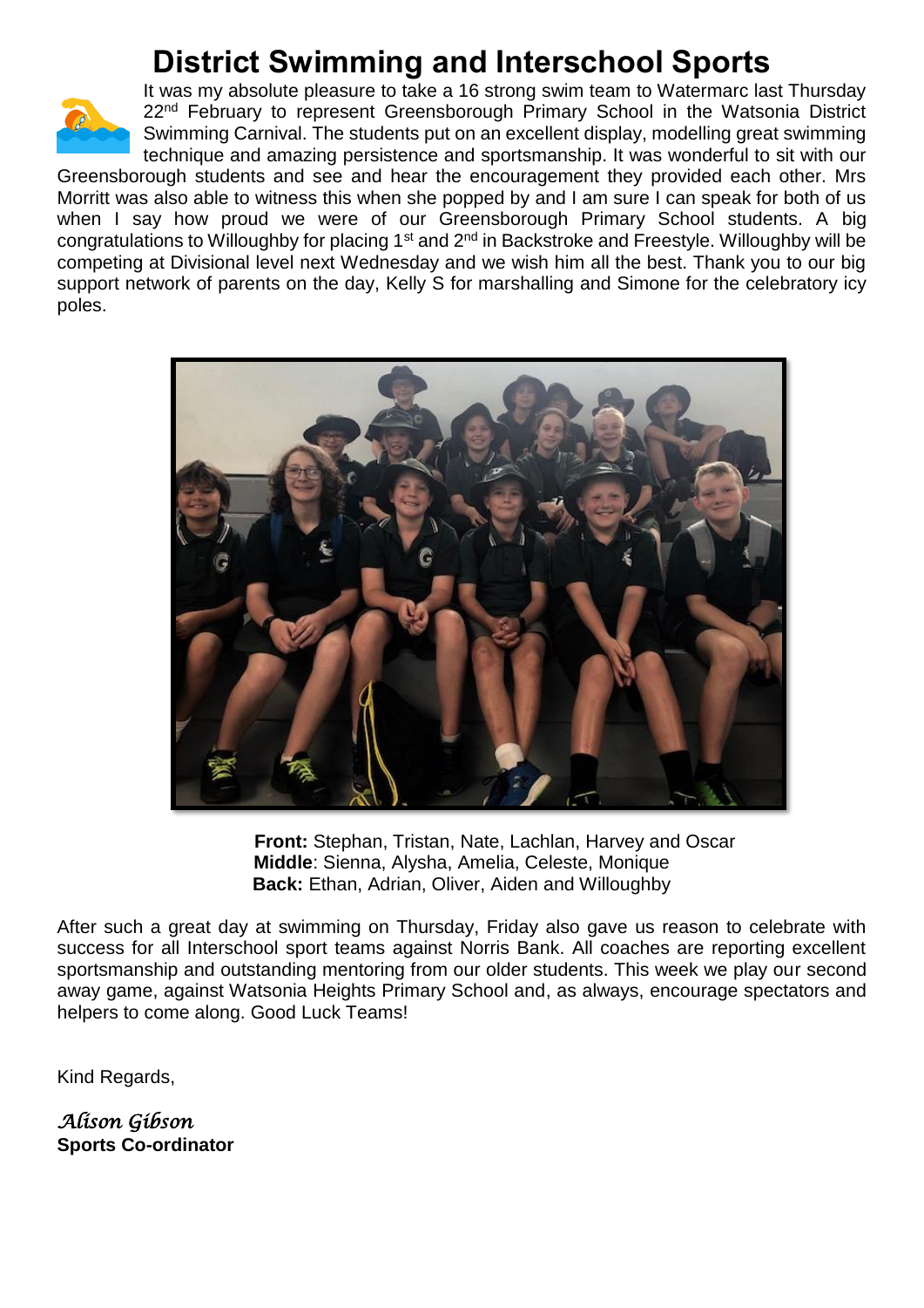# District Swimming and Interschool Sports

It was my absolute pleasure to take a 16 strong swim team to Watermarc last Thursday 22nd February to represent Greensborough Primary School in the Watsonia District Swimming Carnival. The students put on an excellent display, modelling great swimming technique and amazing persistence and sportsmanship. It was wonderful to sit with our Greensborough students and see and hear the encouragement they provided each other. Mrs Morritt was also able to witness this when she popped by and I am sure I can speak for both of us when I say how proud we were of our Greensborough Primary School students. A big congratulations to Willoughby for placing 1st and 2nd in Backstroke and Freestyle. Willoughby will be competing at Divisional level next Wednesday and we wish him all the best. Thank you to our big support network of parents on the day, Kelly S for marshalling and Simone for the celebratory icy poles.

**Front:** Stephan, Tristan, Nate, Lachlan, Harvey and Oscar
**Middle**: Sienna, Alysha, Amelia, Celeste, Monique
**Back:** Ethan, Adrian, Oliver, Aiden and Willoughby

After such a great day at swimming on Thursday, Friday also gave us reason to celebrate with success for all Interschool sport teams against Norris Bank. All coaches are reporting excellent sportsmanship and outstanding mentoring from our older students. This week we play our second away game, against Watsonia Heights Primary School and, as always, encourage spectators and helpers to come along. Good Luck Teams!

Kind Regards,

*Alison Gibson*
**Sports Co-ordinator**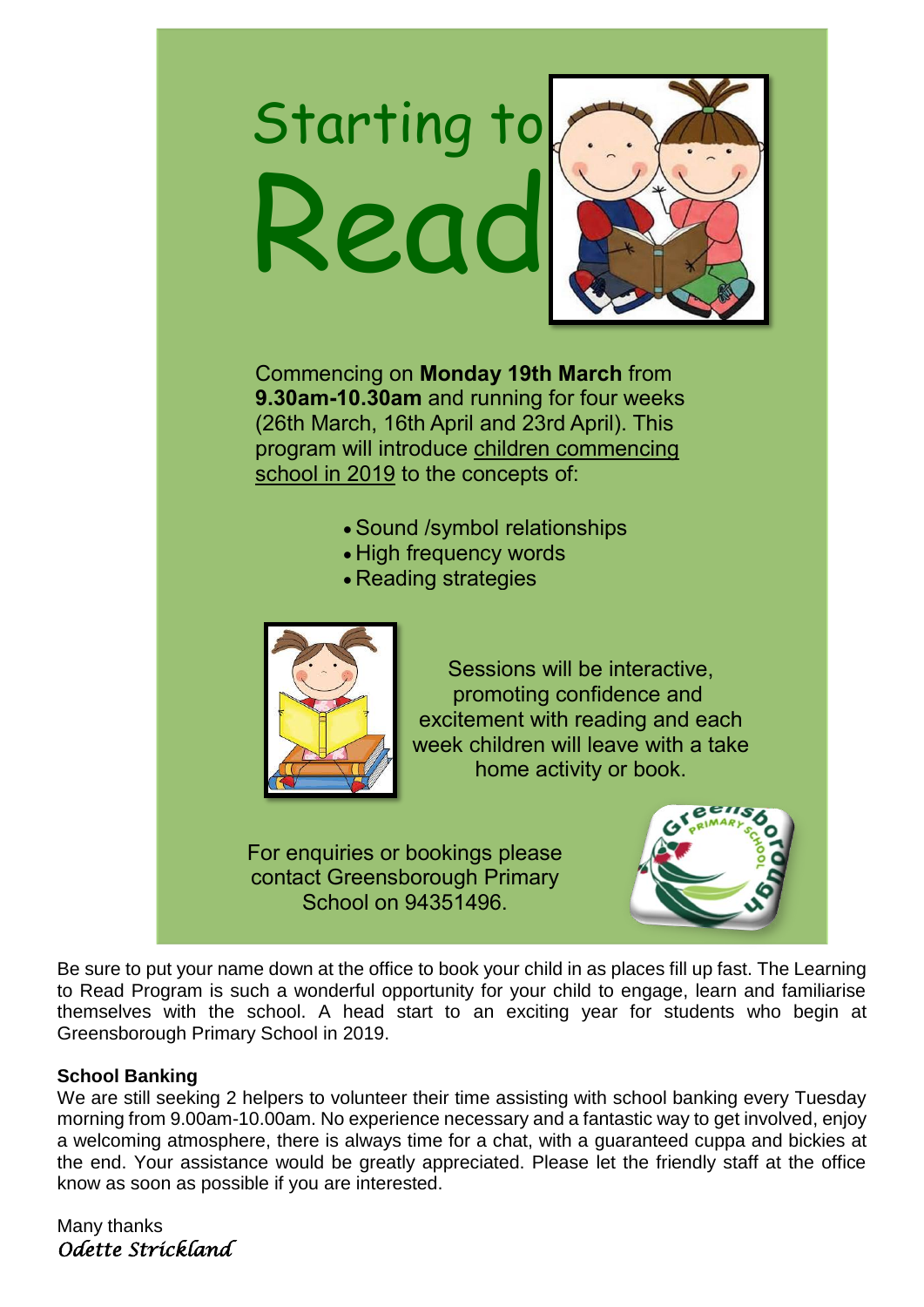# Starting to Read

Commencing on **Monday 19th March** from **9.30am-10.30am** and running for four weeks (26th March, 16th April and 23rd April). This program will introduce children commencing school in 2019 to the concepts of:

- Sound /symbol relationships
- High frequency words
- Reading strategies

Sessions will be interactive, promoting confidence and excitement with reading and each week children will leave with a take home activity or book.

For enquiries or bookings please contact Greensborough Primary School on 94351496.

Be sure to put your name down at the office to book your child in as places fill up fast. The Learning to Read Program is such a wonderful opportunity for your child to engage, learn and familiarise themselves with the school. A head start to an exciting year for students who begin at Greensborough Primary School in 2019.

**School Banking**

We are still seeking 2 helpers to volunteer their time assisting with school banking every Tuesday morning from 9.00am-10.00am. No experience necessary and a fantastic way to get involved, enjoy a welcoming atmosphere, there is always time for a chat, with a guaranteed cuppa and bickies at the end. Your assistance would be greatly appreciated. Please let the friendly staff at the office know as soon as possible if you are interested.

Many thanks

*Odette Strickland*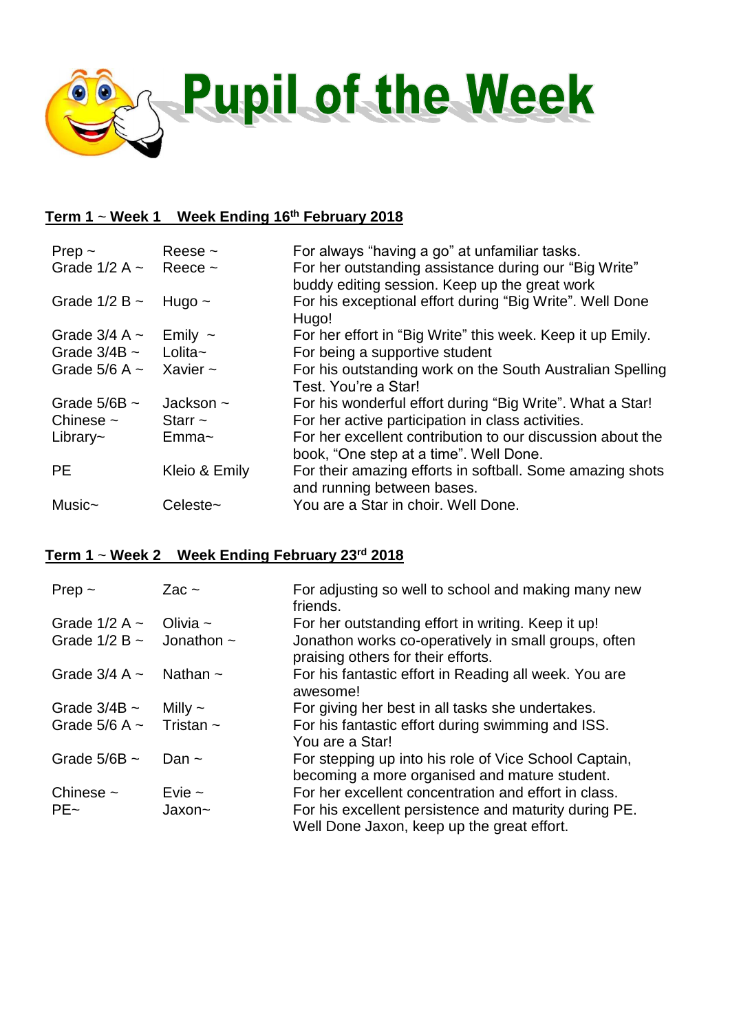# Pupil of the Week

## Term 1 ~ Week 1 Week Ending 16th February 2018

| | | |
|---|---|---|
| Prep ~ | Reese ~ | For always "having a go" at unfamiliar tasks. |
| Grade 1/2 A ~ | Reece ~ | For her outstanding assistance during our "Big Write" buddy editing session. Keep up the great work |
| Grade 1/2 B ~ | Hugo ~ | For his exceptional effort during "Big Write". Well Done Hugo! |
| Grade 3/4 A ~ | Emily ~ | For her effort in "Big Write" this week. Keep it up Emily. |
| Grade 3/4B ~ | Lolita~ | For being a supportive student |
| Grade 5/6 A ~ | Xavier ~ | For his outstanding work on the South Australian Spelling Test. You're a Star! |
| Grade 5/6B ~ | Jackson ~ | For his wonderful effort during "Big Write". What a Star! |
| Chinese ~ | Starr ~ | For her active participation in class activities. |
| Library~ | Emma~ | For her excellent contribution to our discussion about the book, "One step at a time". Well Done. |
| PE | Kleio & Emily | For their amazing efforts in softball. Some amazing shots and running between bases. |
| Music~ | Celeste~ | You are a Star in choir. Well Done. |

## Term 1 ~ Week 2 Week Ending February 23rd 2018

| | | |
|---|---|---|
| Prep ~ | Zac ~ | For adjusting so well to school and making many new friends. |
| Grade 1/2 A ~ | Olivia ~ | For her outstanding effort in writing. Keep it up! |
| Grade 1/2 B ~ | Jonathon ~ | Jonathon works co-operatively in small groups, often praising others for their efforts. |
| Grade 3/4 A ~ | Nathan ~ | For his fantastic effort in Reading all week. You are awesome! |
| Grade 3/4B ~ | Milly ~ | For giving her best in all tasks she undertakes. |
| Grade 5/6 A ~ | Tristan ~ | For his fantastic effort during swimming and ISS. You are a Star! |
| Grade 5/6B ~ | Dan ~ | For stepping up into his role of Vice School Captain, becoming a more organised and mature student. |
| Chinese ~ | Evie ~ | For her excellent concentration and effort in class. |
| PE~ | Jaxon~ | For his excellent persistence and maturity during PE. Well Done Jaxon, keep up the great effort. |